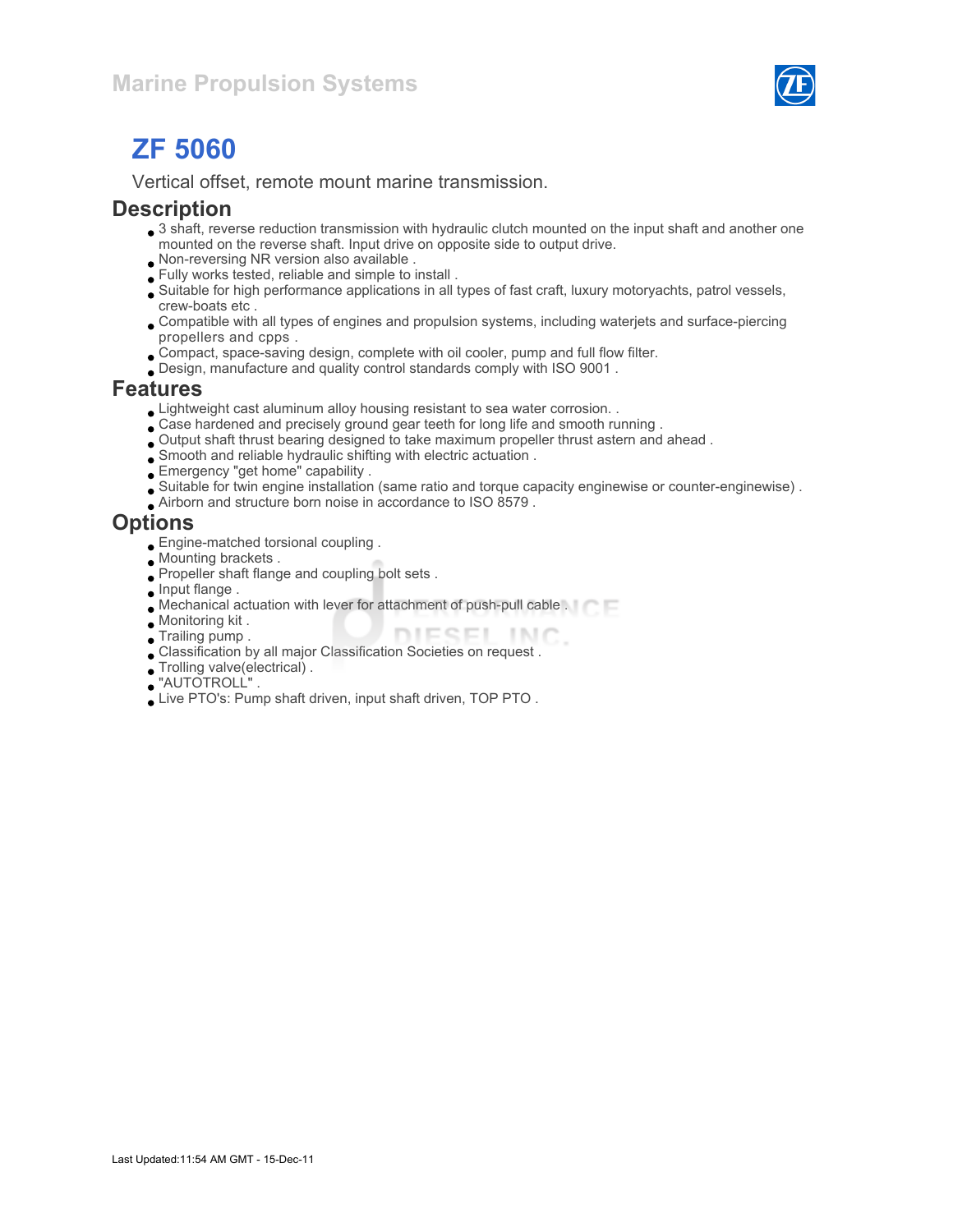# ZF 5060

Vertical offset, remote mount marine transmission.

## Description

- 3 shaft, reverse reduction transmission with hydraulic clutch mounted on the input shaft and another one mounted on the reverse shaft. Input drive on opposite side to output drive.
- Non-reversing NR version also available .
- Fully works tested, reliable and simple to install .
- Suitable for high performance applications in all types of fast craft, luxury motoryachts, patrol vessels, crew-boats etc .
- Compatible with all types of engines and propulsion systems, including waterjets and surface-piercing propellers and cpps .
- Compact, space-saving design, complete with oil cooler, pump and full flow filter.
- Design, manufacture and quality control standards comply with ISO 9001 .

## Features

- Lightweight cast aluminum alloy housing resistant to sea water corrosion. .
- Case hardened and precisely ground gear teeth for long life and smooth running .
- Output shaft thrust bearing designed to take maximum propeller thrust astern and ahead .
- Smooth and reliable hydraulic shifting with electric actuation .
- Emergency "get home" capability .
- Suitable for twin engine installation (same ratio and torque capacity enginewise or counter-enginewise) .
- Airborn and structure born noise in accordance to ISO 8579 .

## Options

- Engine-matched torsional coupling .
- Mounting brackets .
- Propeller shaft flange and coupling bolt sets .
- Input flange .
- Mechanical actuation with lever for attachment of push-pull cable .
- Monitoring kit .
- Trailing pump .
- Classification by all major Classification Societies on request .
- Trolling valve(electrical) .
- "AUTOTROLL" .
- Live PTO's: Pump shaft driven, input shaft driven, TOP PTO .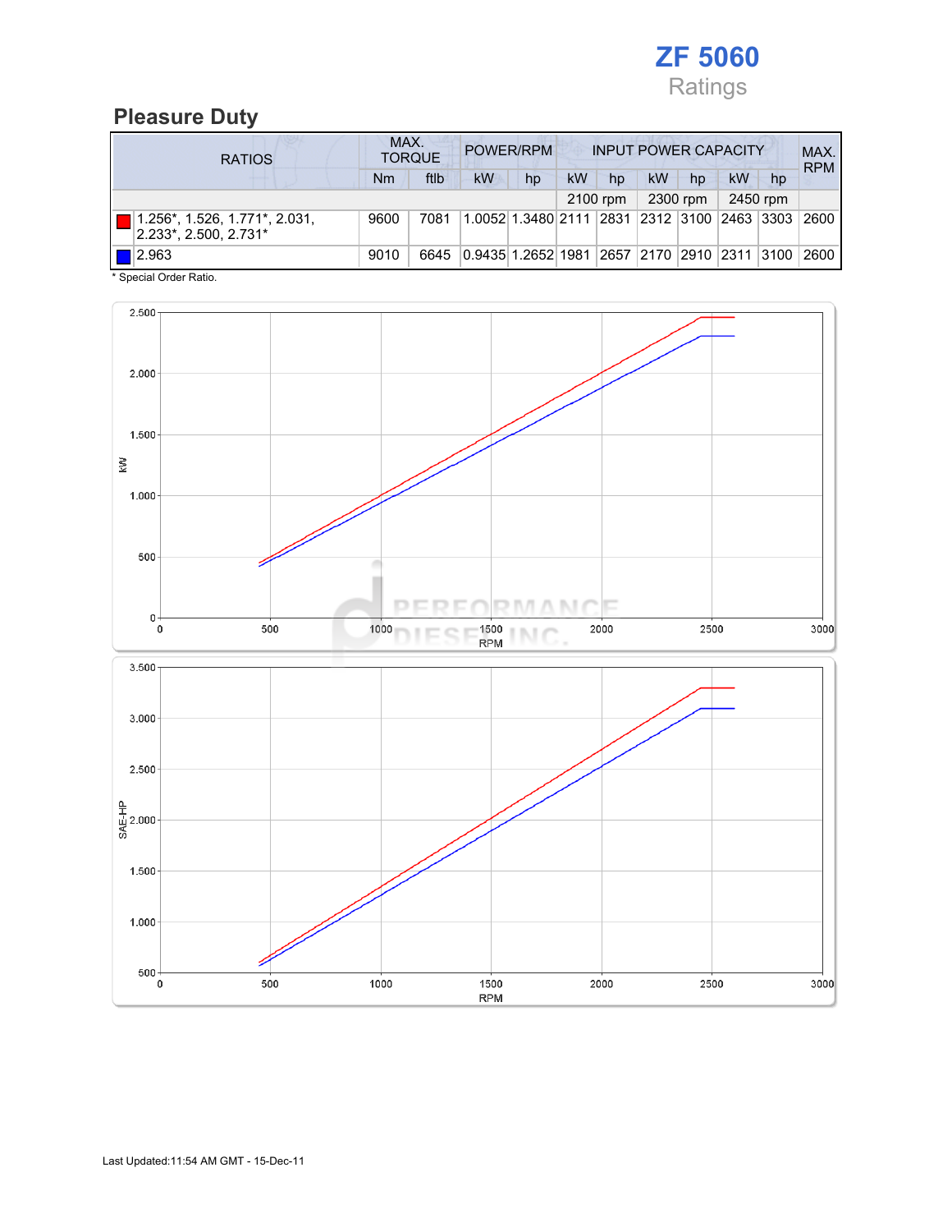# ZF 5060

Ratings

## Pleasure Duty

| RATIOS | MAX. TORQUE | | POWER/RPM | | INPUT POWER CAPACITY | | | | | | MAX. RPM |
|---|---|---|---|---|---|---|---|---|---|---|---|
| | Nm | ftlb | kW | hp | kW | hp | kW | hp | kW | hp | |
| | | | | | 2100 rpm | | 2300 rpm | | 2450 rpm | | |
| 1.256*, 1.526, 1.771*, 2.031, 2.233*, 2.500, 2.731* | 9600 | 7081 | 1.0052 | 1.3480 | 2111 | 2831 | 2312 | 3100 | 2463 | 3303 | 2600 |
| 2.963 | 9010 | 6645 | 0.9435 | 1.2652 | 1981 | 2657 | 2170 | 2910 | 2311 | 3100 | 2600 |

\* Special Order Ratio.

Last Updated:11:54 AM GMT - 15-Dec-11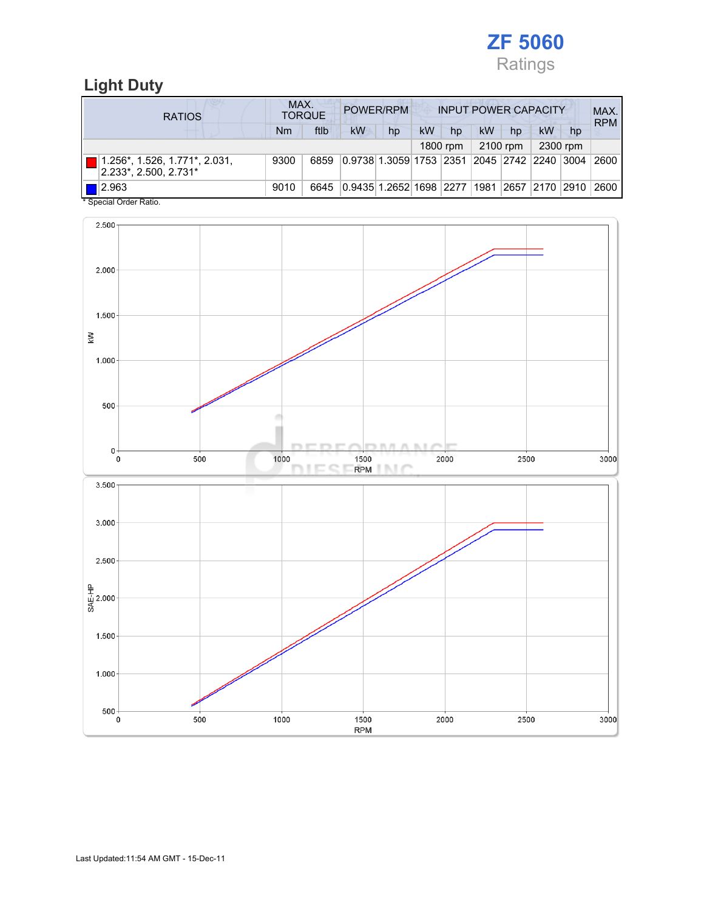# ZF 5060

Ratings

## Light Duty

| RATIOS | MAX. TORQUE | | POWER/RPM | | INPUT POWER CAPACITY | | | | | | MAX. RPM |
|---|---|---|---|---|---|---|---|---|---|---|---|
| | Nm | ftlb | kW | hp | kW | hp | kW | hp | kW | hp | |
| | | | | | 1800 rpm | | 2100 rpm | | 2300 rpm | | |
| 1.256*, 1.526, 1.771*, 2.031, 2.233*, 2.500, 2.731* | 9300 | 6859 | 0.9738 | 1.3059 | 1753 | 2351 | 2045 | 2742 | 2240 | 3004 | 2600 |
| 2.963 | 9010 | 6645 | 0.9435 | 1.2652 | 1698 | 2277 | 1981 | 2657 | 2170 | 2910 | 2600 |

* Special Order Ratio.

Last Updated:11:54 AM GMT - 15-Dec-11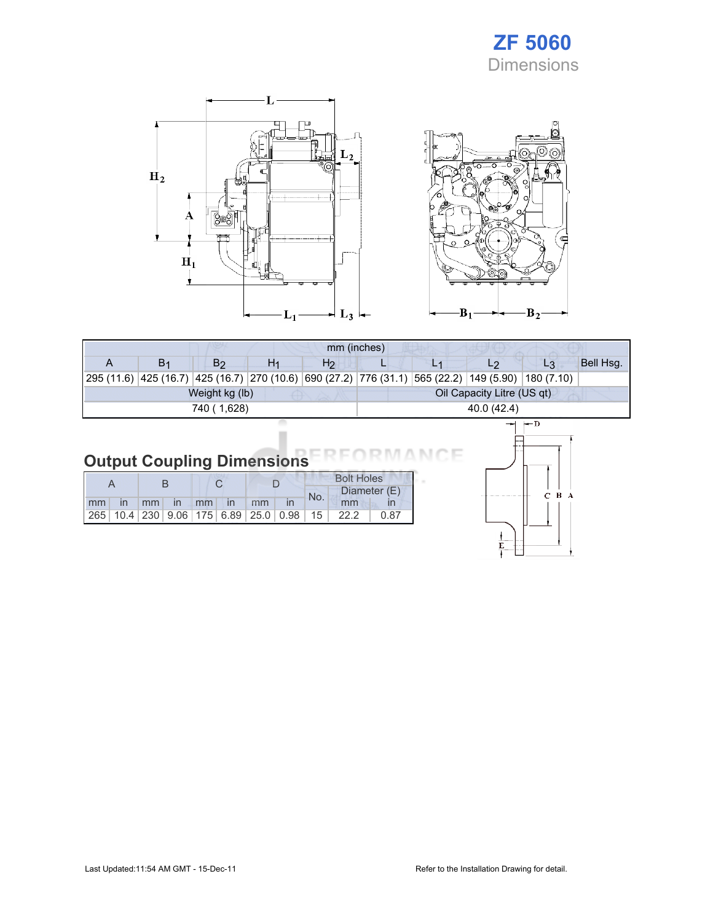# ZF 5060
## Dimensions

| mm (inches) | | | | | | | | | |
|---|---|---|---|---|---|---|---|---|---|
| A | $B_1$ | $B_2$ | $H_1$ | $H_2$ | L | $L_1$ | $L_2$ | $L_3$ | Bell Hsg. |
| 295 (11.6) | 425 (16.7) | 425 (16.7) | 270 (10.6) | 690 (27.2) | 776 (31.1) | 565 (22.2) | 149 (5.90) | 180 (7.10) | |
| Weight kg (lb) | | | | | Oil Capacity Litre (US qt) | | | | |
| 740 ( 1,628) | | | | | 40.0 (42.4) | | | | |

## Output Coupling Dimensions

| A | | B | | C | | D | | Bolt Holes | | |
|---|---|---|---|---|---|---|---|---|---|---|
| | | | | | | | | No. | Diameter (E) | |
| mm | in | mm | in | mm | in | mm | in | | mm | in |
| 265 | 10.4 | 230 | 9.06 | 175 | 6.89 | 25.0 | 0.98 | 15 | 22.2 | 0.87 |

Last Updated:11:54 AM GMT - 15-Dec-11

Refer to the Installation Drawing for detail.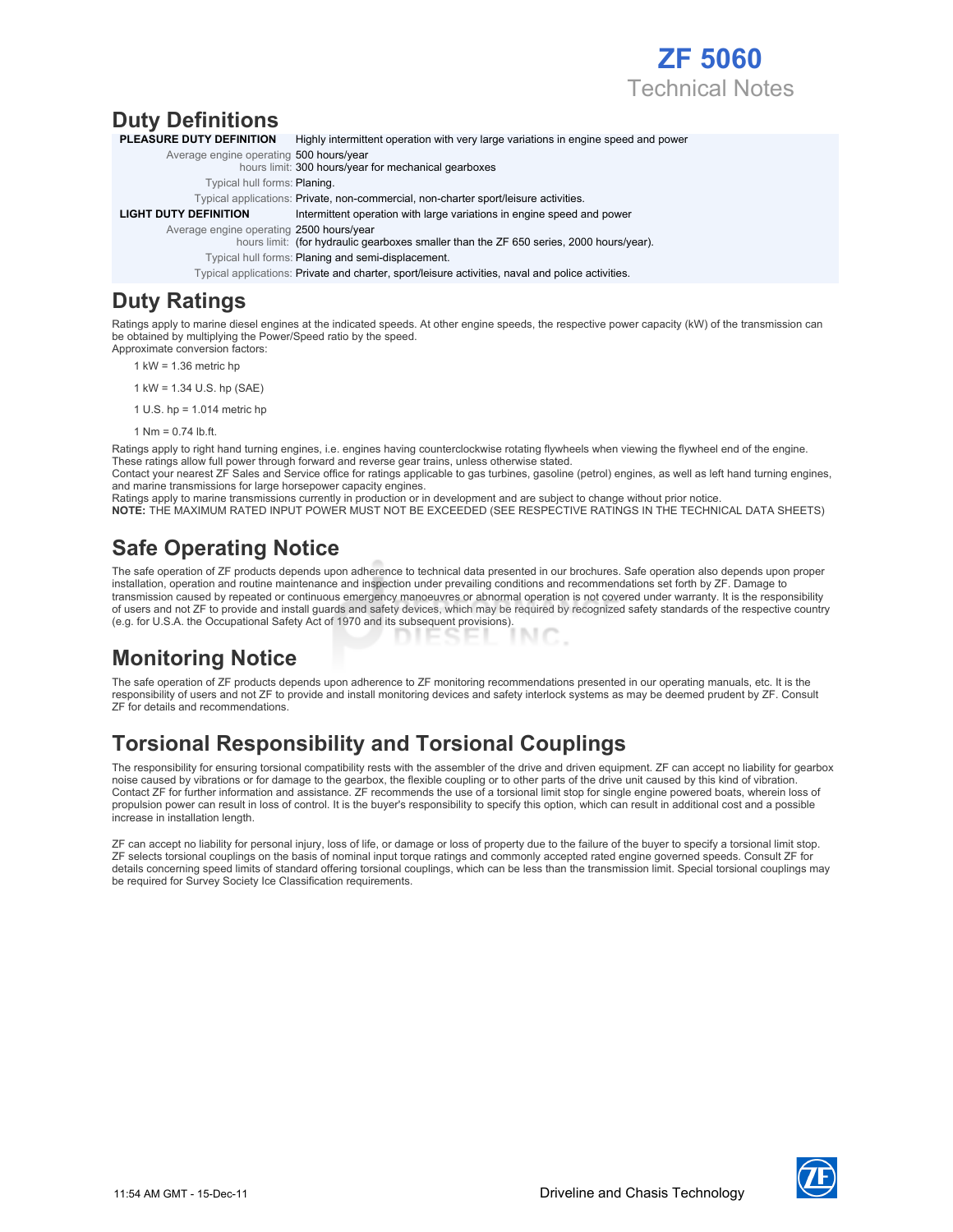## Duty Definitions

| | |
|---|---|
| **PLEASURE DUTY DEFINITION** | Highly intermittent operation with very large variations in engine speed and power |
| Average engine operating hours limit: | 500 hours/year<br>300 hours/year for mechanical gearboxes |
| Typical hull forms: | Planing. |
| Typical applications: | Private, non-commercial, non-charter sport/leisure activities. |
| **LIGHT DUTY DEFINITION** | Intermittent operation with large variations in engine speed and power |
| Average engine operating hours limit: | 2500 hours/year<br>(for hydraulic gearboxes smaller than the ZF 650 series, 2000 hours/year). |
| Typical hull forms: | Planing and semi-displacement. |
| Typical applications: | Private and charter, sport/leisure activities, naval and police activities. |

## Duty Ratings

Ratings apply to marine diesel engines at the indicated speeds. At other engine speeds, the respective power capacity (kW) of the transmission can be obtained by multiplying the Power/Speed ratio by the speed.
Approximate conversion factors:

1 kW = 1.36 metric hp

1 kW = 1.34 U.S. hp (SAE)

1 U.S. hp = 1.014 metric hp

1 Nm = 0.74 lb.ft.

Ratings apply to right hand turning engines, i.e. engines having counterclockwise rotating flywheels when viewing the flywheel end of the engine.
These ratings allow full power through forward and reverse gear trains, unless otherwise stated.
Contact your nearest ZF Sales and Service office for ratings applicable to gas turbines, gasoline (petrol) engines, as well as left hand turning engines, and marine transmissions for large horsepower capacity engines.
Ratings apply to marine transmissions currently in production or in development and are subject to change without prior notice.
**NOTE:** THE MAXIMUM RATED INPUT POWER MUST NOT BE EXCEEDED (SEE RESPECTIVE RATINGS IN THE TECHNICAL DATA SHEETS)

## Safe Operating Notice

The safe operation of ZF products depends upon adherence to technical data presented in our brochures. Safe operation also depends upon proper installation, operation and routine maintenance and inspection under prevailing conditions and recommendations set forth by ZF. Damage to transmission caused by repeated or continuous emergency manoeuvres or abnormal operation is not covered under warranty. It is the responsibility of users and not ZF to provide and install guards and safety devices, which may be required by recognized safety standards of the respective country (e.g. for U.S.A. the Occupational Safety Act of 1970 and its subsequent provisions).

## Monitoring Notice

The safe operation of ZF products depends upon adherence to ZF monitoring recommendations presented in our operating manuals, etc. It is the responsibility of users and not ZF to provide and install monitoring devices and safety interlock systems as may be deemed prudent by ZF. Consult ZF for details and recommendations.

## Torsional Responsibility and Torsional Couplings

The responsibility for ensuring torsional compatibility rests with the assembler of the drive and driven equipment. ZF can accept no liability for gearbox noise caused by vibrations or for damage to the gearbox, the flexible coupling or to other parts of the drive unit caused by this kind of vibration. Contact ZF for further information and assistance. ZF recommends the use of a torsional limit stop for single engine powered boats, wherein loss of propulsion power can result in loss of control. It is the buyer's responsibility to specify this option, which can result in additional cost and a possible increase in installation length.

ZF can accept no liability for personal injury, loss of life, or damage or loss of property due to the failure of the buyer to specify a torsional limit stop. ZF selects torsional couplings on the basis of nominal input torque ratings and commonly accepted rated engine governed speeds. Consult ZF for details concerning speed limits of standard offering torsional couplings, which can be less than the transmission limit. Special torsional couplings may be required for Survey Society Ice Classification requirements.